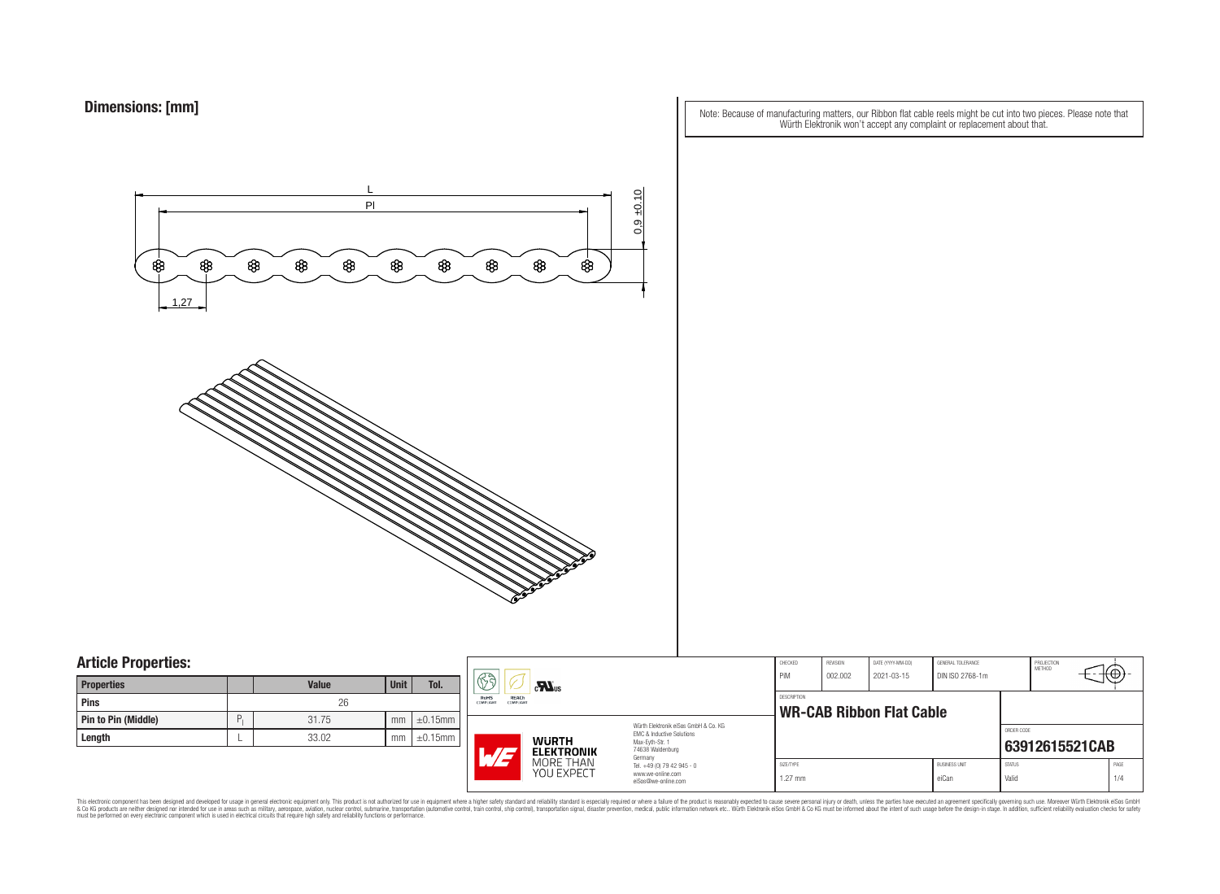## Dimensions: [mm]

Note: Because of manufacturing matters, our Ribbon flat cable reels might be cut into two pieces. Please note that Würth Elektronik won't accept any complaint or replacement about that.

L

Pl

0,9 ±0,10

1,27

## Article Properties:

| Properties | | Value | Unit | Tol. |
|---|---|---|---|---|
| Pins | | 26 | | |
| Pin to Pin (Middle) | $P_l$ | 31.75 | mm | ±0.15mm |
| Length | L | 33.02 | mm | ±0.15mm |

RoHS COMPLIANT | REACH COMPLIANT | cULus

Würth Elektronik eiSos GmbH & Co. KG
EMC & Inductive Solutions
Max-Eyth-Str. 1
74638 Waldenburg
Germany
Tel. +49 (0) 79 42 945 - 0
www.we-online.com
eiSos@we-online.com

WÜRTH ELEKTRONIK MORE THAN YOU EXPECT

| CHECKED | REVISION | DATE (YYYY-MM-DD) | GENERAL TOLERANCE | PROJECTION METHOD |
|---|---|---|---|---|
| PiM | 002.002 | 2021-03-15 | DIN ISO 2768-1m | |

DESCRIPTION

**WR-CAB Ribbon Flat Cable**

ORDER CODE

**63912615521CAB**

| SIZE/TYPE | BUSINESS UNIT | STATUS | PAGE |
|---|---|---|---|
| 1.27 mm | eiCan | Valid | 1/4 |

This electronic component has been designed and developed for usage in general electronic equipment only. This product is not authorized for use in equipment where a higher safety standard and reliability standard is especially required or where a failure of the product is reasonably expected to cause severe personal injury or death, unless the parties have executed an agreement specifically governing such use. Moreover Würth Elektronik eiSos GmbH & Co KG products are neither designed nor intended for use in areas such as military, aerospace, aviation, nuclear control, submarine, transportation (automotive control, train control, ship control), transportation signal, disaster prevention, medical, public information network etc.. Würth Elektronik eiSos GmbH & Co KG must be informed about the intent of such usage before the design-in stage. In addition, sufficient reliability evaluation checks for safety must be performed on every electronic component which is used in electrical circuits that require high safety and reliability functions or performance.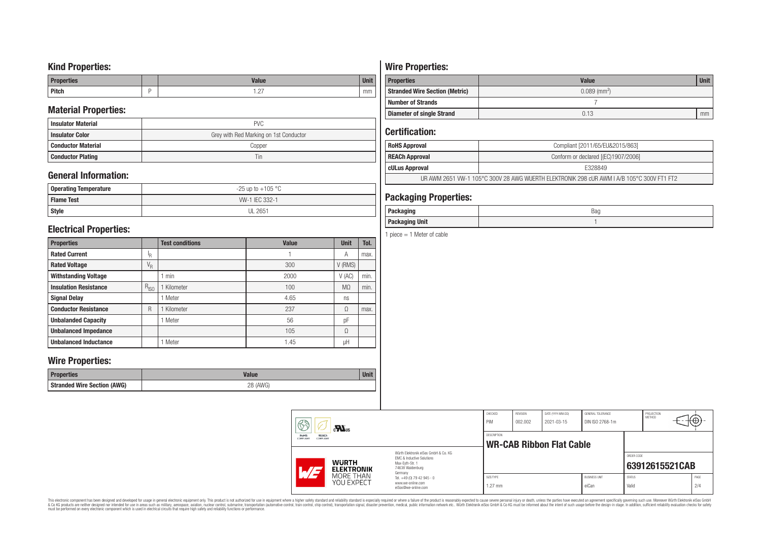## Kind Properties:

| Properties | | Value | Unit |
|---|---|---|---|
| Pitch | P | 1.27 | mm |

## Material Properties:

| | |
|---|---|
| Insulator Material | PVC |
| Insulator Color | Grey with Red Marking on 1st Conductor |
| Conductor Material | Copper |
| Conductor Plating | Tin |

## General Information:

| | |
|---|---|
| Operating Temperature | -25 up to +105 °C |
| Flame Test | VW-1 IEC 332-1 |
| Style | UL 2651 |

## Electrical Properties:

| Properties | | Test conditions | Value | Unit | Tol. |
|---|---|---|---|---|---|
| Rated Current | $I_R$ | | 1 | A | max. |
| Rated Voltage | $V_R$ | | 300 | V (RMS) | |
| Withstanding Voltage | | 1 min | 2000 | V (AC) | min. |
| Insulation Resistance | $R_{ISO}$ | 1 Kilometer | 100 | MΩ | min. |
| Signal Delay | | 1 Meter | 4.65 | ns | |
| Conductor Resistance | R | 1 Kilometer | 237 | Ω | max. |
| Unbalanded Capacity | | 1 Meter | 56 | pF | |
| Unbalanced Impedance | | | 105 | Ω | |
| Unbalanced Inductance | | 1 Meter | 1.45 | µH | |

## Wire Properties:

| Properties | Value | Unit |
|---|---|---|
| Stranded Wire Section (AWG) | 28 (AWG) | |

## Wire Properties:

| Properties | Value | Unit |
|---|---|---|
| Stranded Wire Section (Metric) | 0.089 (mm²) | |
| Number of Strands | 7 | |
| Diameter of single Strand | 0.13 | mm |

## Certification:

| | |
|---|---|
| RoHS Approval | Compliant [2011/65/EU&2015/863] |
| REACh Approval | Conform or declared [(EC)1907/2006] |
| cULus Approval | E328849 |
| UR AWM 2651 VW-1 105°C 300V 28 AWG WUERTH ELEKTRONIK 298 cUR AWM I A/B 105°C 300V FT1 FT2 | |

## Packaging Properties:

| | |
|---|---|
| Packaging | Bag |
| Packaging Unit | 1 |

1 piece = 1 Meter of cable

| CHECKED | REVISION | DATE (YYYY-MM-DD) | GENERAL TOLERANCE | PROJECTION METHOD |
|---|---|---|---|---|
| PiM | 002.002 | 2021-03-15 | DIN ISO 2768-1m | |

DESCRIPTION: **WR-CAB Ribbon Flat Cable**

ORDER CODE: **63912615521CAB**

| SIZE/TYPE | BUSINESS UNIT | STATUS | PAGE |
|---|---|---|---|
| 1.27 mm | eiCan | Valid | 2/4 |

Würth Elektronik eiSos GmbH & Co. KG
EMC & Inductive Solutions
Max-Eyth-Str. 1
74638 Waldenburg
Germany
Tel. +49 (0) 79 42 945 - 0
www.we-online.com
eiSos@we-online.com

WÜRTH ELEKTRONIK MORE THAN YOU EXPECT

This electronic component has been designed and developed for usage in general electronic equipment only. This product is not authorized for use in equipment where a higher safety standard and reliability standard is especially required or where a failure of the product is reasonably expected to cause severe personal injury or death, unless the parties have executed an agreement specifically governing such use. Moreover Würth Elektronik eiSos GmbH & Co KG products are neither designed nor intended for use in areas such as military, aerospace, aviation, nuclear control, submarine, transportation (automotive control, train control, ship control), transportation signal, disaster prevention, medical, public information network etc.. Würth Elektronik eiSos GmbH & Co KG must be informed about the intent of such usage before the design-in stage. In addition, sufficient reliability evaluation checks for safety must be performed on every electronic component which is used in electrical circuits that require high safety and reliability functions or performance.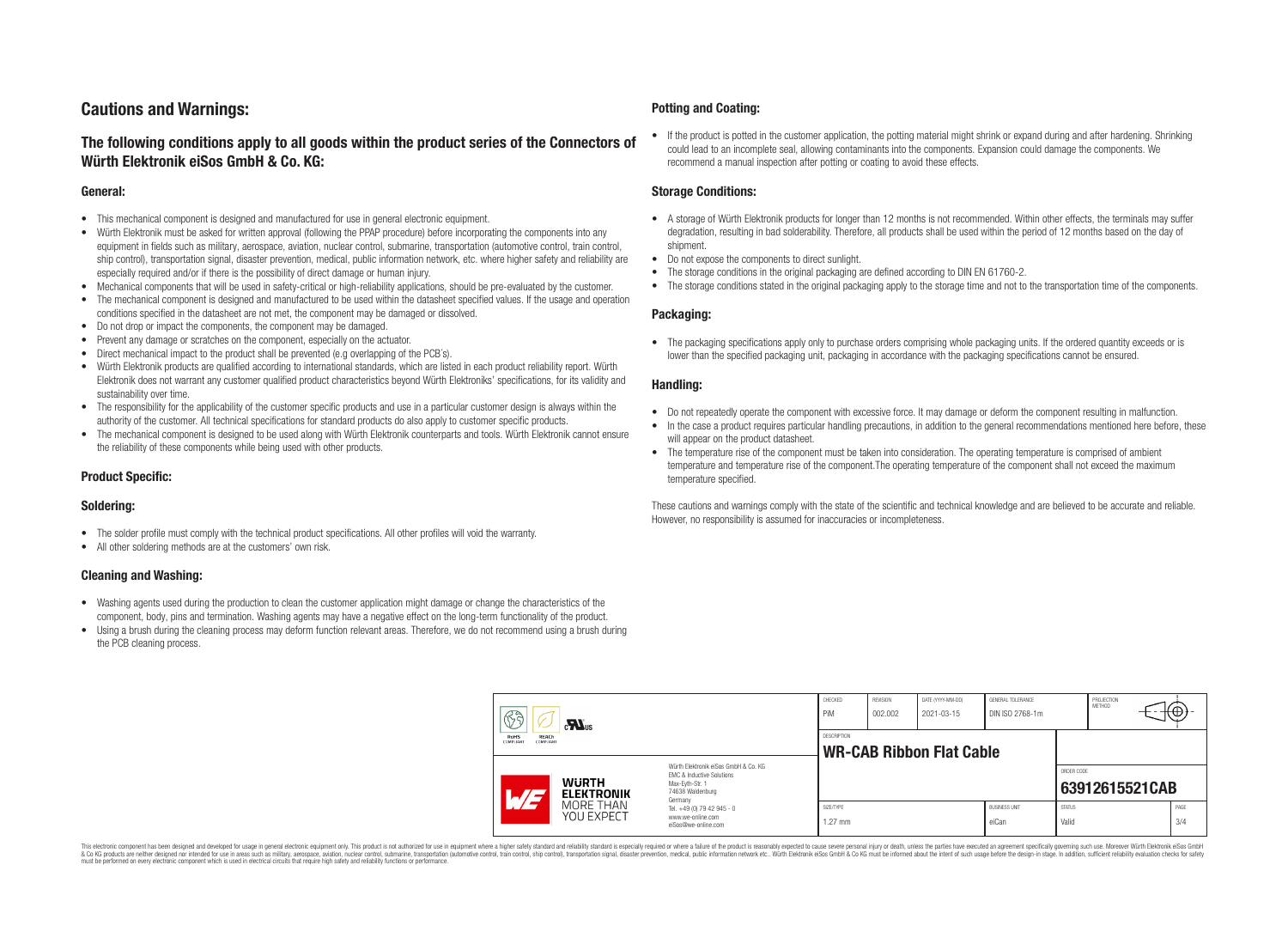# Cautions and Warnings:

## The following conditions apply to all goods within the product series of the Connectors of Würth Elektronik eiSos GmbH & Co. KG:

### General:

- This mechanical component is designed and manufactured for use in general electronic equipment.
- Würth Elektronik must be asked for written approval (following the PPAP procedure) before incorporating the components into any equipment in fields such as military, aerospace, aviation, nuclear control, submarine, transportation (automotive control, train control, ship control), transportation signal, disaster prevention, medical, public information network, etc. where higher safety and reliability are especially required and/or if there is the possibility of direct damage or human injury.
- Mechanical components that will be used in safety-critical or high-reliability applications, should be pre-evaluated by the customer.
- The mechanical component is designed and manufactured to be used within the datasheet specified values. If the usage and operation conditions specified in the datasheet are not met, the component may be damaged or dissolved.
- Do not drop or impact the components, the component may be damaged.
- Prevent any damage or scratches on the component, especially on the actuator.
- Direct mechanical impact to the product shall be prevented (e.g overlapping of the PCB´s).
- Würth Elektronik products are qualified according to international standards, which are listed in each product reliability report. Würth Elektronik does not warrant any customer qualified product characteristics beyond Würth Elektroniks' specifications, for its validity and sustainability over time.
- The responsibility for the applicability of the customer specific products and use in a particular customer design is always within the authority of the customer. All technical specifications for standard products do also apply to customer specific products.
- The mechanical component is designed to be used along with Würth Elektronik counterparts and tools. Würth Elektronik cannot ensure the reliability of these components while being used with other products.

### Product Specific:

### Soldering:

- The solder profile must comply with the technical product specifications. All other profiles will void the warranty.
- All other soldering methods are at the customers' own risk.

### Cleaning and Washing:

- Washing agents used during the production to clean the customer application might damage or change the characteristics of the component, body, pins and termination. Washing agents may have a negative effect on the long-term functionality of the product.
- Using a brush during the cleaning process may deform function relevant areas. Therefore, we do not recommend using a brush during the PCB cleaning process.

### Potting and Coating:

- If the product is potted in the customer application, the potting material might shrink or expand during and after hardening. Shrinking could lead to an incomplete seal, allowing contaminants into the components. Expansion could damage the components. We recommend a manual inspection after potting or coating to avoid these effects.

### Storage Conditions:

- A storage of Würth Elektronik products for longer than 12 months is not recommended. Within other effects, the terminals may suffer degradation, resulting in bad solderability. Therefore, all products shall be used within the period of 12 months based on the day of shipment.
- Do not expose the components to direct sunlight.
- The storage conditions in the original packaging are defined according to DIN EN 61760-2.
- The storage conditions stated in the original packaging apply to the storage time and not to the transportation time of the components.

### Packaging:

- The packaging specifications apply only to purchase orders comprising whole packaging units. If the ordered quantity exceeds or is lower than the specified packaging unit, packaging in accordance with the packaging specifications cannot be ensured.

### Handling:

- Do not repeatedly operate the component with excessive force. It may damage or deform the component resulting in malfunction.
- In the case a product requires particular handling precautions, in addition to the general recommendations mentioned here before, these will appear on the product datasheet.
- The temperature rise of the component must be taken into consideration. The operating temperature is comprised of ambient temperature and temperature rise of the component.The operating temperature of the component shall not exceed the maximum temperature specified.

These cautions and warnings comply with the state of the scientific and technical knowledge and are believed to be accurate and reliable. However, no responsibility is assumed for inaccuracies or incompleteness.

| CHECKED | REVISION | DATE (YYYY-MM-DD) | GENERAL TOLERANCE | PROJECTION METHOD |
|---|---|---|---|---|
| PiM | 002.002 | 2021-03-15 | DIN ISO 2768-1m | |

| DESCRIPTION | ORDER CODE |
|---|---|
| WR-CAB Ribbon Flat Cable | 63912615521CAB |

| SIZE/TYPE | BUSINESS UNIT | STATUS | PAGE |
|---|---|---|---|
| 1.27 mm | eiCan | Valid | 3/4 |

Würth Elektronik eiSos GmbH & Co. KG
EMC & Inductive Solutions
Max-Eyth-Str. 1
74638 Waldenburg
Germany
Tel. +49 (0) 79 42 945 - 0
www.we-online.com
eiSos@we-online.com

This electronic component has been designed and developed for usage in general electronic equipment only. This product is not authorized for use in equipment where a higher safety standard and reliability standard is especially required or where a failure of the product is reasonably expected to cause severe personal injury or death, unless the parties have executed an agreement specifically governing such usage. Moreover Würth Elektronik eiSos GmbH & Co KG products are neither designed nor intended for use in areas such as military, aerospace, aviation, nuclear control, submarine, transportation (automotive control, train control, ship control), transportation signal, disaster prevention, medical, public information network etc.. Würth Elektronik eiSos GmbH & Co KG must be informed about the intent of such usage before the design-in stage. In addition, sufficient reliability evaluation checks for safety must be performed on every electronic component which is used in electrical circuits that require high safety and reliability functions or performance.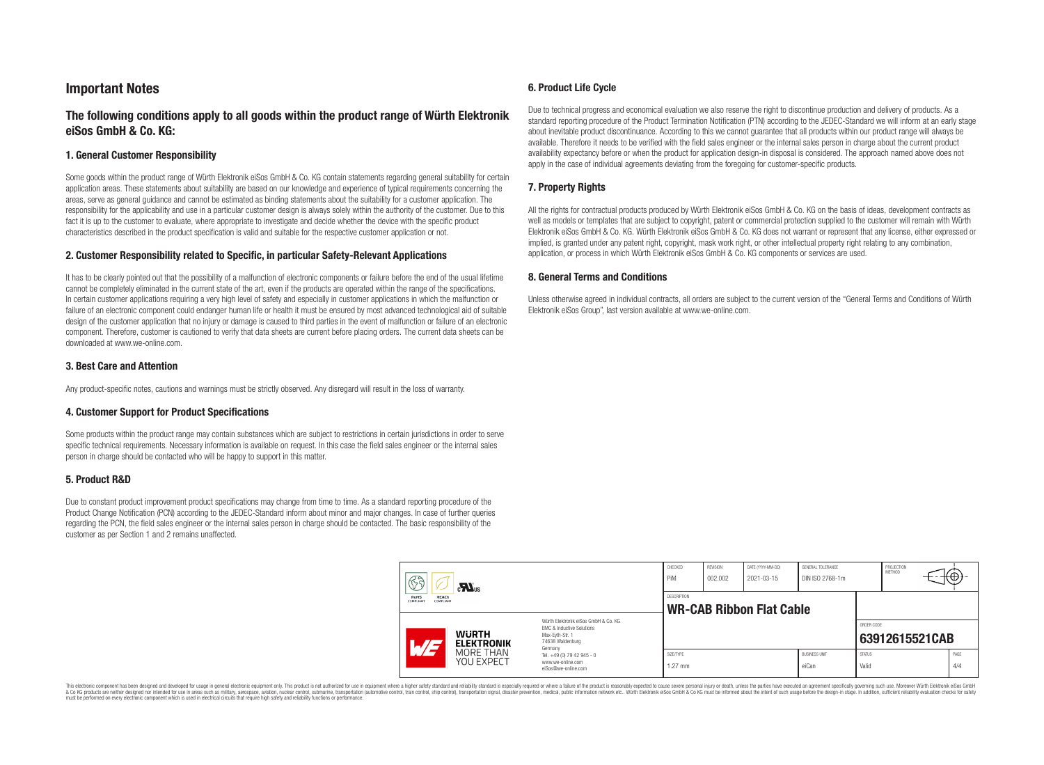# Important Notes

## The following conditions apply to all goods within the product range of Würth Elektronik eiSos GmbH & Co. KG:

### 1. General Customer Responsibility

Some goods within the product range of Würth Elektronik eiSos GmbH & Co. KG contain statements regarding general suitability for certain application areas. These statements about suitability are based on our knowledge and experience of typical requirements concerning the areas, serve as general guidance and cannot be estimated as binding statements about the suitability for a customer application. The responsibility for the applicability and use in a particular customer design is always solely within the authority of the customer. Due to this fact it is up to the customer to evaluate, where appropriate to investigate and decide whether the device with the specific product characteristics described in the product specification is valid and suitable for the respective customer application or not.

### 2. Customer Responsibility related to Specific, in particular Safety-Relevant Applications

It has to be clearly pointed out that the possibility of a malfunction of electronic components or failure before the end of the usual lifetime cannot be completely eliminated in the current state of the art, even if the products are operated within the range of the specifications. In certain customer applications requiring a very high level of safety and especially in customer applications in which the malfunction or failure of an electronic component could endanger human life or health it must be ensured by most advanced technological aid of suitable design of the customer application that no injury or damage is caused to third parties in the event of malfunction or failure of an electronic component. Therefore, customer is cautioned to verify that data sheets are current before placing orders. The current data sheets can be downloaded at www.we-online.com.

### 3. Best Care and Attention

Any product-specific notes, cautions and warnings must be strictly observed. Any disregard will result in the loss of warranty.

### 4. Customer Support for Product Specifications

Some products within the product range may contain substances which are subject to restrictions in certain jurisdictions in order to serve specific technical requirements. Necessary information is available on request. In this case the field sales engineer or the internal sales person in charge should be contacted who will be happy to support in this matter.

### 5. Product R&D

Due to constant product improvement product specifications may change from time to time. As a standard reporting procedure of the Product Change Notification (PCN) according to the JEDEC-Standard inform about minor and major changes. In case of further queries regarding the PCN, the field sales engineer or the internal sales person in charge should be contacted. The basic responsibility of the customer as per Section 1 and 2 remains unaffected.

### 6. Product Life Cycle

Due to technical progress and economical evaluation we also reserve the right to discontinue production and delivery of products. As a standard reporting procedure of the Product Termination Notification (PTN) according to the JEDEC-Standard we will inform at an early stage about inevitable product discontinuance. According to this we cannot guarantee that all products within our product range will always be available. Therefore it needs to be verified with the field sales engineer or the internal sales person in charge about the current product availability expectancy before or when the product for application design-in disposal is considered. The approach named above does not apply in the case of individual agreements deviating from the foregoing for customer-specific products.

### 7. Property Rights

All the rights for contractual products produced by Würth Elektronik eiSos GmbH & Co. KG on the basis of ideas, development contracts as well as models or templates that are subject to copyright, patent or commercial protection supplied to the customer will remain with Würth Elektronik eiSos GmbH & Co. KG. Würth Elektronik eiSos GmbH & Co. KG does not warrant or represent that any license, either expressed or implied, is granted under any patent right, copyright, mask work right, or other intellectual property right relating to any combination, application, or process in which Würth Elektronik eiSos GmbH & Co. KG components or services are used.

### 8. General Terms and Conditions

Unless otherwise agreed in individual contracts, all orders are subject to the current version of the "General Terms and Conditions of Würth Elektronik eiSos Group", last version available at www.we-online.com.

| | | | | | | |
|---|---|---|---|---|---|---|
| CHECKED PiM | REVISION 002.002 | DATE (YYYY-MM-DD) 2021-03-15 | GENERAL TOLERANCE DIN ISO 2768-1m | | PROJECTION METHOD | |
| DESCRIPTION **WR-CAB Ribbon Flat Cable** | | | | | | |
| | | | | ORDER CODE **63912615521CAB** | | |
| SIZE/TYPE 1.27 mm | | | BUSINESS UNIT eiCan | STATUS Valid | | PAGE 4/4 |

Würth Elektronik eiSos GmbH & Co. KG
EMC & Inductive Solutions
Max-Eyth-Str. 1
74638 Waldenburg
Germany
Tel. +49 (0) 79 42 945 - 0
www.we-online.com
eiSos@we-online.com

This electronic component has been designed and developed for usage in general electronic equipment only. This product is not authorized for use in equipment where a higher safety standard and reliability standard is especially required or where a failure of the product is reasonably expected to cause severe personal injury or death, unless the parties have executed an agreement specifically governing such use. Moreover Würth Elektronik eiSos GmbH & Co KG products are neither designed nor intended for use in areas such as military, aerospace, aviation, nuclear control, submarine, transportation (automotive control, train control, ship control), transportation signal, disaster prevention, medical, public information network etc.. Würth Elektronik eiSos GmbH & Co KG must be informed about the intent of such usage before the design-in stage. In addition, sufficient reliability evaluation checks for safety must be performed on every electronic component which is used in electrical circuits that require high safety and reliability functions or performance.